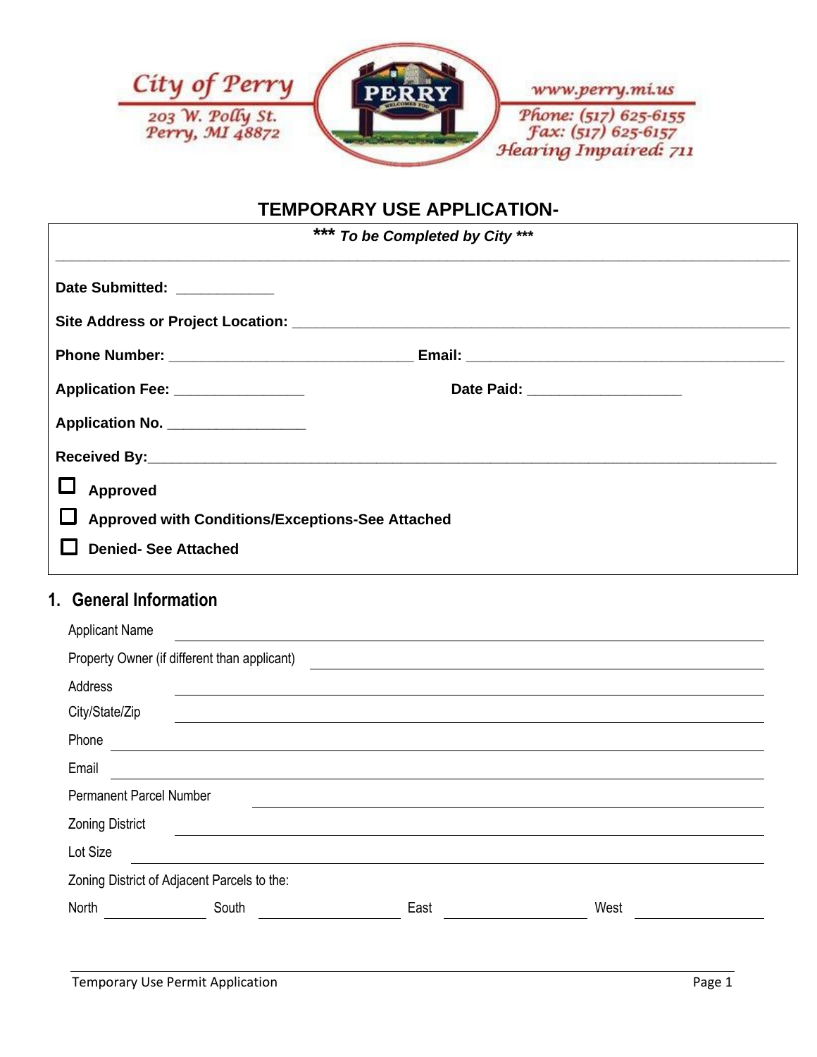City of Perry
203 W. Polly St.
Perry, MI 48872

www.perry.mi.us
Phone: (517) 625-6155
Fax: (517) 625-6157
Hearing Impaired: 711

# TEMPORARY USE APPLICATION-

***\*\*\* To be Completed by City \*\*\****

**Date Submitted:** ___________

**Site Address or Project Location:** ____________________________________________________________

**Phone Number:** _____________________________ **Email:** ______________________________________

**Application Fee:** _______________ **Date Paid:** __________________

**Application No.** ________________

**Received By:**________________________________________________________________________

☐ **Approved**

☐ **Approved with Conditions/Exceptions-See Attached**

☐ **Denied- See Attached**

## 1. General Information

Applicant Name ____________________________________________

Property Owner (if different than applicant) ____________________________________________

Address ____________________________________________

City/State/Zip ____________________________________________

Phone ____________________________________________

Email ____________________________________________

Permanent Parcel Number ____________________________________________

Zoning District ____________________________________________

Lot Size ____________________________________________

Zoning District of Adjacent Parcels to the:

North __________ South __________ East __________ West __________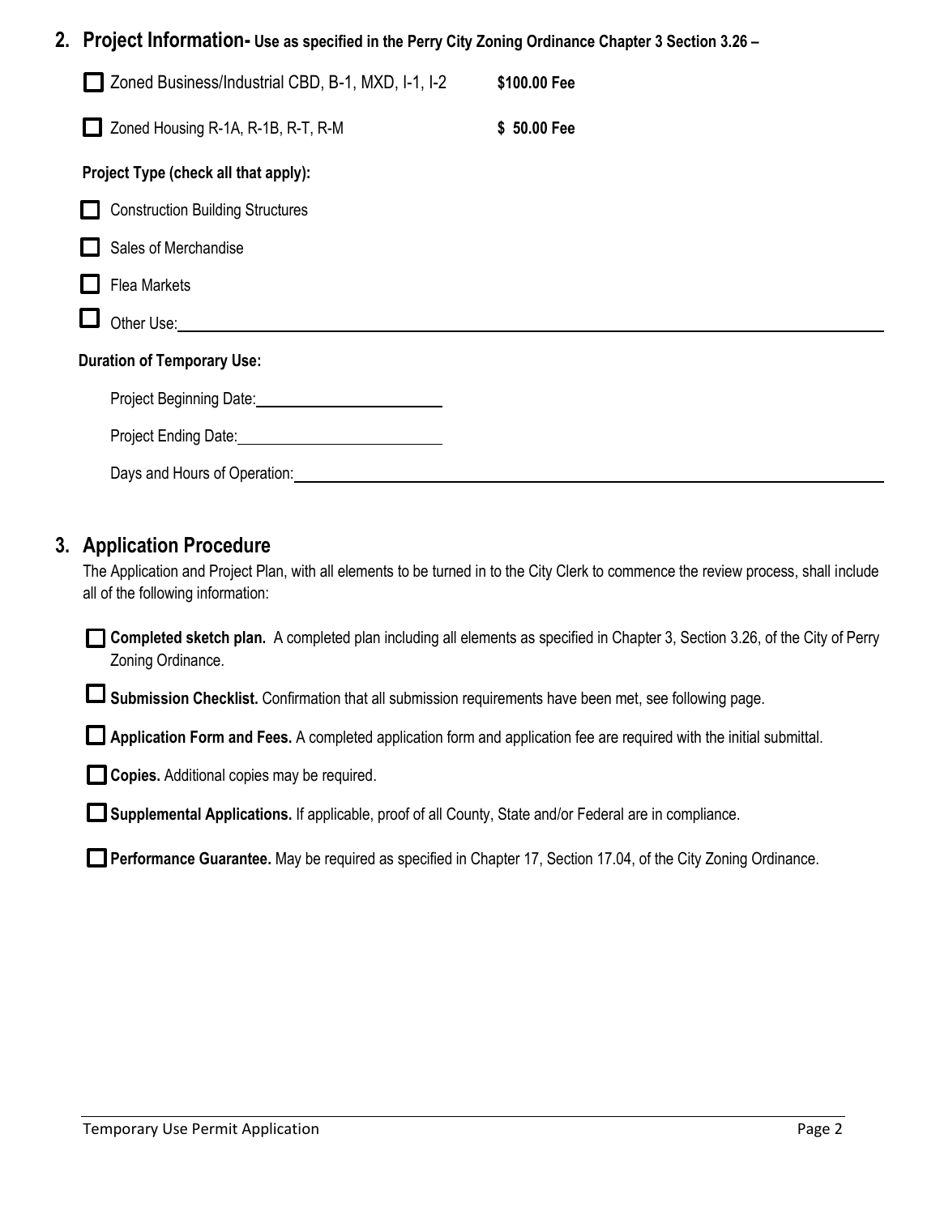## 2. Project Information- Use as specified in the Perry City Zoning Ordinance Chapter 3 Section 3.26 –

- ☐ Zoned Business/Industrial CBD, B-1, MXD, I-1, I-2 **$100.00 Fee**
- ☐ Zoned Housing R-1A, R-1B, R-T, R-M **$ 50.00 Fee**

**Project Type (check all that apply):**

- ☐ Construction Building Structures
- ☐ Sales of Merchandise
- ☐ Flea Markets
- ☐ Other Use: ______________________________

**Duration of Temporary Use:**

Project Beginning Date: ____________________

Project Ending Date: ____________________

Days and Hours of Operation: ______________________________

## 3. Application Procedure

The Application and Project Plan, with all elements to be turned in to the City Clerk to commence the review process, shall include all of the following information:

- ☐ **Completed sketch plan.** A completed plan including all elements as specified in Chapter 3, Section 3.26, of the City of Perry Zoning Ordinance.
- ☐ **Submission Checklist.** Confirmation that all submission requirements have been met, see following page.
- ☐ **Application Form and Fees.** A completed application form and application fee are required with the initial submittal.
- ☐ **Copies.** Additional copies may be required.
- ☐ **Supplemental Applications.** If applicable, proof of all County, State and/or Federal are in compliance.
- ☐ **Performance Guarantee.** May be required as specified in Chapter 17, Section 17.04, of the City Zoning Ordinance.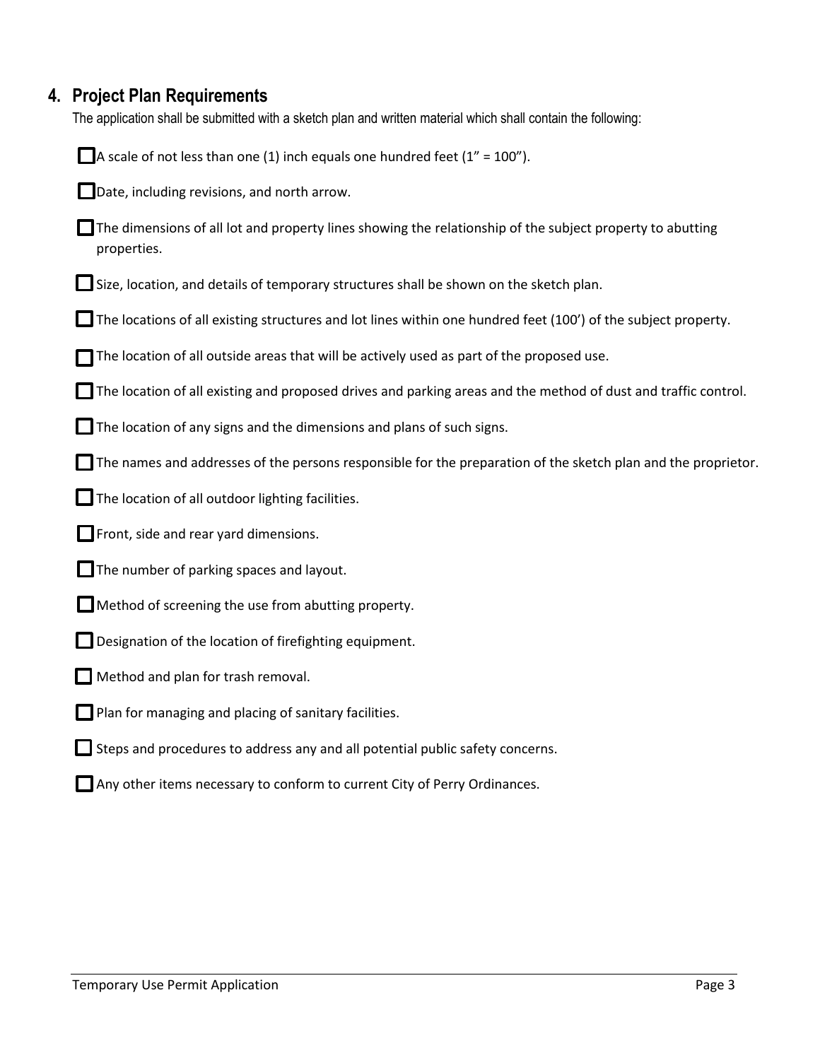## 4. Project Plan Requirements

The application shall be submitted with a sketch plan and written material which shall contain the following:

- [ ] A scale of not less than one (1) inch equals one hundred feet (1" = 100").
- [ ] Date, including revisions, and north arrow.
- [ ] The dimensions of all lot and property lines showing the relationship of the subject property to abutting properties.
- [ ] Size, location, and details of temporary structures shall be shown on the sketch plan.
- [ ] The locations of all existing structures and lot lines within one hundred feet (100') of the subject property.
- [ ] The location of all outside areas that will be actively used as part of the proposed use.
- [ ] The location of all existing and proposed drives and parking areas and the method of dust and traffic control.
- [ ] The location of any signs and the dimensions and plans of such signs.
- [ ] The names and addresses of the persons responsible for the preparation of the sketch plan and the proprietor.
- [ ] The location of all outdoor lighting facilities.
- [ ] Front, side and rear yard dimensions.
- [ ] The number of parking spaces and layout.
- [ ] Method of screening the use from abutting property.
- [ ] Designation of the location of firefighting equipment.
- [ ] Method and plan for trash removal.
- [ ] Plan for managing and placing of sanitary facilities.
- [ ] Steps and procedures to address any and all potential public safety concerns.
- [ ] Any other items necessary to conform to current City of Perry Ordinances.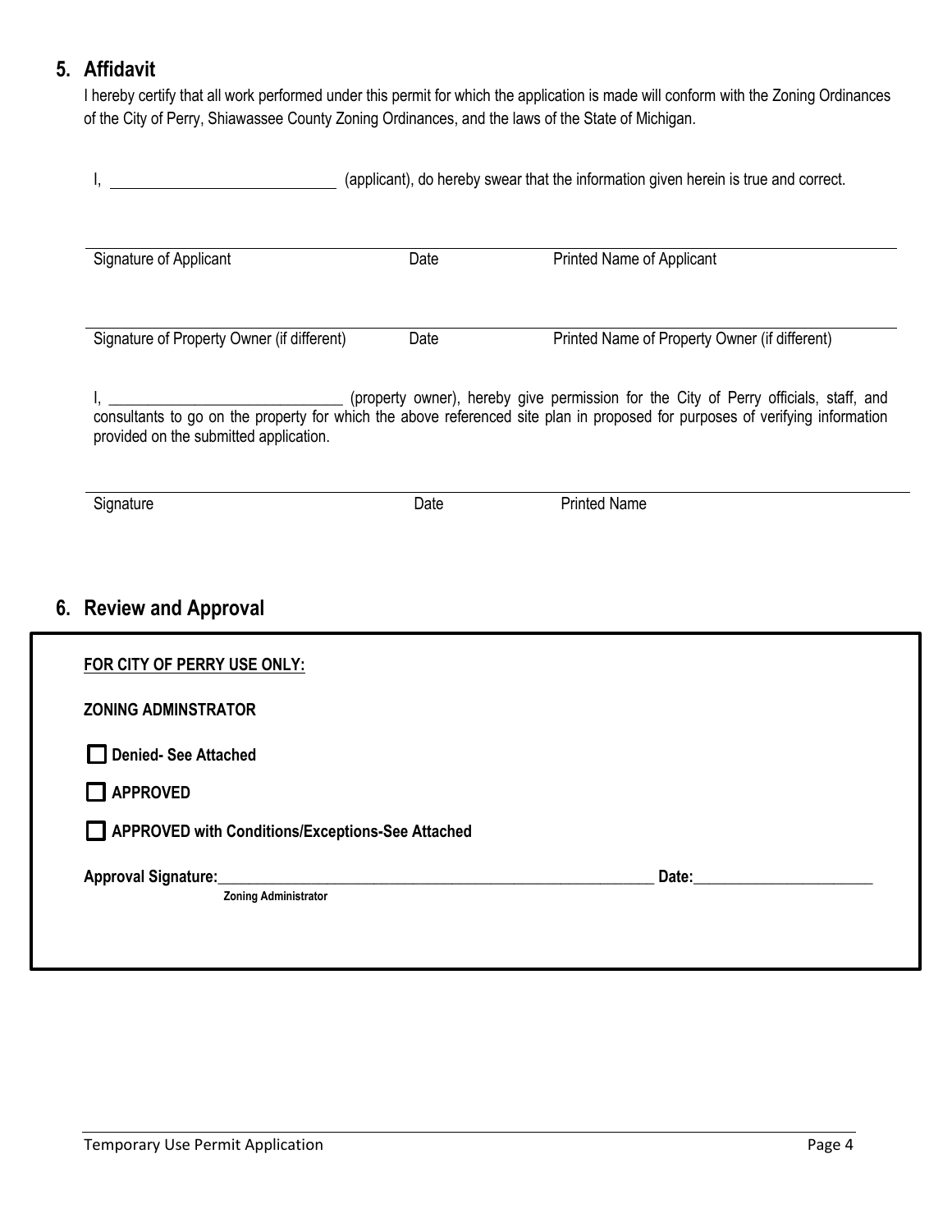## 5. Affidavit

I hereby certify that all work performed under this permit for which the application is made will conform with the Zoning Ordinances of the City of Perry, Shiawassee County Zoning Ordinances, and the laws of the State of Michigan.

I, ____________________________ (applicant), do hereby swear that the information given herein is true and correct.

| Signature of Applicant | Date | Printed Name of Applicant |
|---|---|---|
| Signature of Property Owner (if different) | Date | Printed Name of Property Owner (if different) |

I, ______________________________ (property owner), hereby give permission for the City of Perry officials, staff, and consultants to go on the property for which the above referenced site plan in proposed for purposes of verifying information provided on the submitted application.

| Signature | Date | Printed Name |
|---|---|---|

## 6. Review and Approval

**FOR CITY OF PERRY USE ONLY:**

**ZONING ADMINSTRATOR**

- ☐ **Denied- See Attached**
- ☐ **APPROVED**
- ☐ **APPROVED with Conditions/Exceptions-See Attached**

**Approval Signature:**________________________________________________________ **Date:**______________________

**Zoning Administrator**